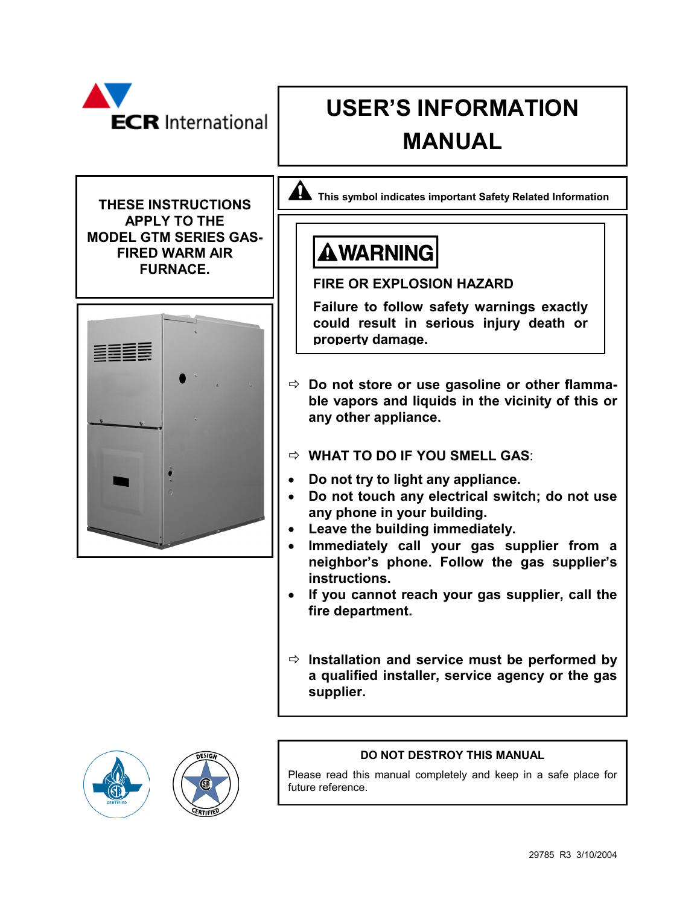ECR International

# USER'S INFORMATION MANUAL

**THESE INSTRUCTIONS APPLY TO THE MODEL GTM SERIES GAS-FIRED WARM AIR FURNACE.**

**This symbol indicates important Safety Related Information**

## WARNING

**FIRE OR EXPLOSION HAZARD**

**Failure to follow safety warnings exactly could result in serious injury death or property damage.**

⇨ **Do not store or use gasoline or other flammable vapors and liquids in the vicinity of this or any other appliance.**

⇨ **WHAT TO DO IF YOU SMELL GAS**:

- **Do not try to light any appliance.**
- **Do not touch any electrical switch; do not use any phone in your building.**
- **Leave the building immediately.**
- **Immediately call your gas supplier from a neighbor's phone. Follow the gas supplier's instructions.**
- **If you cannot reach your gas supplier, call the fire department.**

⇨ **Installation and service must be performed by a qualified installer, service agency or the gas supplier.**

**DO NOT DESTROY THIS MANUAL**

Please read this manual completely and keep in a safe place for future reference.

29785 R3 3/10/2004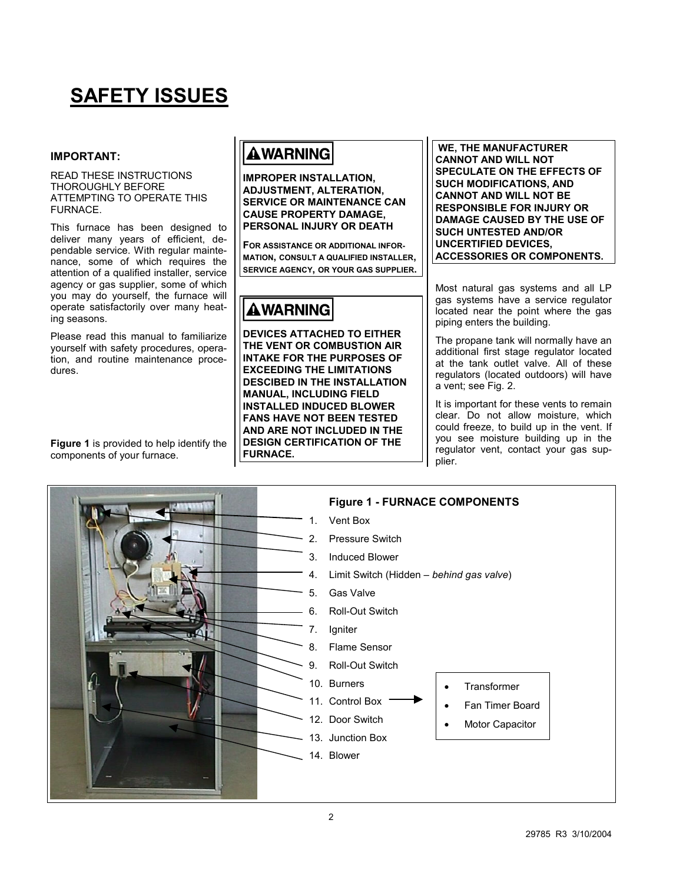# SAFETY ISSUES

**IMPORTANT:**

READ THESE INSTRUCTIONS THOROUGHLY BEFORE ATTEMPTING TO OPERATE THIS FURNACE.

This furnace has been designed to deliver many years of efficient, dependable service. With regular maintenance, some of which requires the attention of a qualified installer, service agency or gas supplier, some of which you may do yourself, the furnace will operate satisfactorily over many heating seasons.

Please read this manual to familiarize yourself with safety procedures, operation, and routine maintenance procedures.

**Figure 1** is provided to help identify the components of your furnace.

**⚠WARNING**

**IMPROPER INSTALLATION, ADJUSTMENT, ALTERATION, SERVICE OR MAINTENANCE CAN CAUSE PROPERTY DAMAGE, PERSONAL INJURY OR DEATH**

**FOR ASSISTANCE OR ADDITIONAL INFORMATION, CONSULT A QUALIFIED INSTALLER, SERVICE AGENCY, OR YOUR GAS SUPPLIER.**

**⚠WARNING**

**DEVICES ATTACHED TO EITHER THE VENT OR COMBUSTION AIR INTAKE FOR THE PURPOSES OF EXCEEDING THE LIMITATIONS DESCIBED IN THE INSTALLATION MANUAL, INCLUDING FIELD INSTALLED INDUCED BLOWER FANS HAVE NOT BEEN TESTED AND ARE NOT INCLUDED IN THE DESIGN CERTIFICATION OF THE FURNACE.**

**WE, THE MANUFACTURER CANNOT AND WILL NOT SPECULATE ON THE EFFECTS OF SUCH MODIFICATIONS, AND CANNOT AND WILL NOT BE RESPONSIBLE FOR INJURY OR DAMAGE CAUSED BY THE USE OF SUCH UNTESTED AND/OR UNCERTIFIED DEVICES, ACCESSORIES OR COMPONENTS.**

Most natural gas systems and all LP gas systems have a service regulator located near the point where the gas piping enters the building.

The propane tank will normally have an additional first stage regulator located at the tank outlet valve. All of these regulators (located outdoors) will have a vent; see Fig. 2.

It is important for these vents to remain clear. Do not allow moisture, which could freeze, to build up in the vent. If you see moisture building up in the regulator vent, contact your gas supplier.

**Figure 1 - FURNACE COMPONENTS**

1. Vent Box
2. Pressure Switch
3. Induced Blower
4. Limit Switch (Hidden – *behind gas valve*)
5. Gas Valve
6. Roll-Out Switch
7. Igniter
8. Flame Sensor
9. Roll-Out Switch
10. Burners
11. Control Box →
    - Transformer
    - Fan Timer Board
    - Motor Capacitor
12. Door Switch
13. Junction Box
14. Blower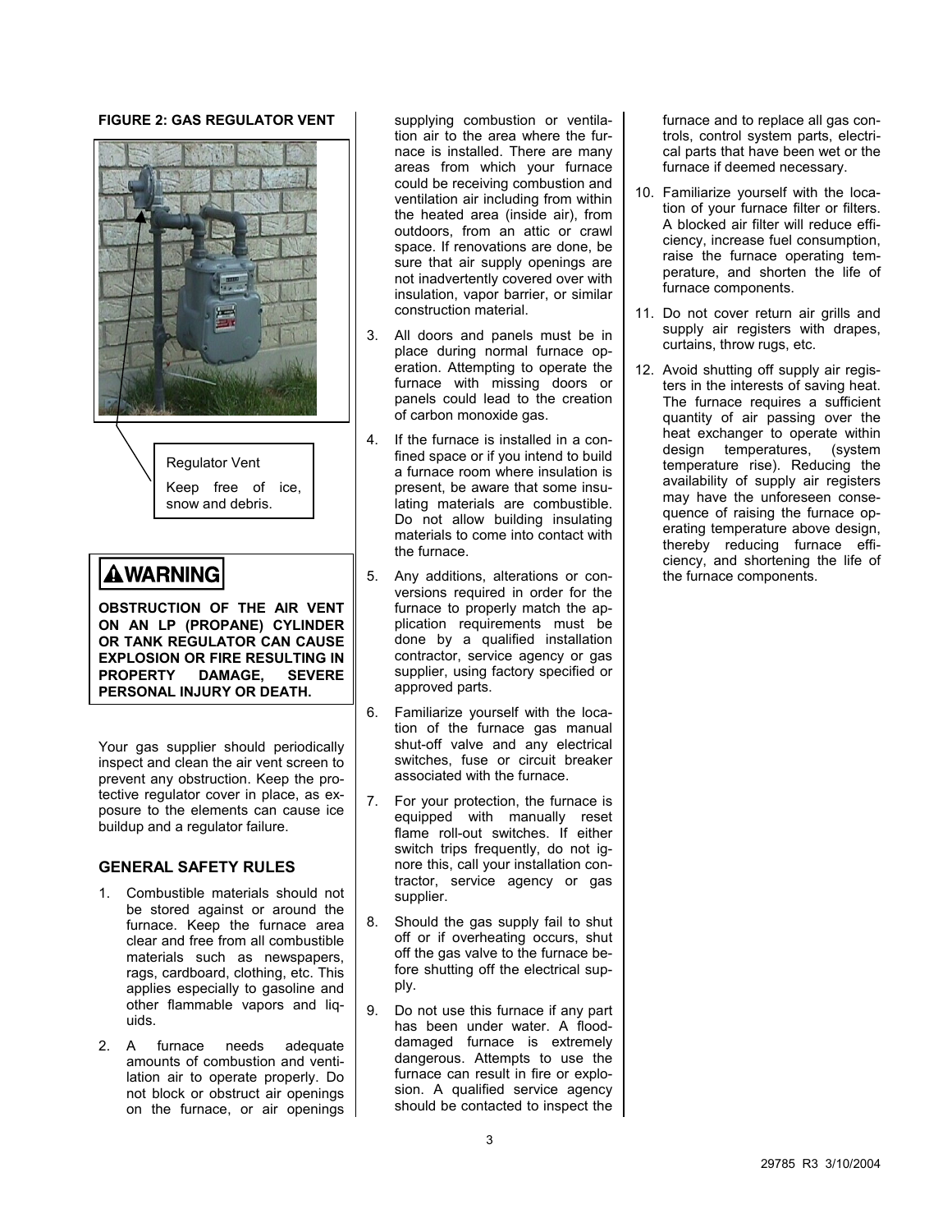**FIGURE 2: GAS REGULATOR VENT**

Regulator Vent

Keep free of ice, snow and debris.

**⚠WARNING**

**OBSTRUCTION OF THE AIR VENT ON AN LP (PROPANE) CYLINDER OR TANK REGULATOR CAN CAUSE EXPLOSION OR FIRE RESULTING IN PROPERTY DAMAGE, SEVERE PERSONAL INJURY OR DEATH.**

Your gas supplier should periodically inspect and clean the air vent screen to prevent any obstruction. Keep the protective regulator cover in place, as exposure to the elements can cause ice buildup and a regulator failure.

## GENERAL SAFETY RULES

1. Combustible materials should not be stored against or around the furnace. Keep the furnace area clear and free from all combustible materials such as newspapers, rags, cardboard, clothing, etc. This applies especially to gasoline and other flammable vapors and liquids.
2. A furnace needs adequate amounts of combustion and ventilation air to operate properly. Do not block or obstruct air openings on the furnace, or air openings supplying combustion or ventilation air to the area where the furnace is installed. There are many areas from which your furnace could be receiving combustion and ventilation air including from within the heated area (inside air), from outdoors, from an attic or crawl space. If renovations are done, be sure that air supply openings are not inadvertently covered over with insulation, vapor barrier, or similar construction material.
3. All doors and panels must be in place during normal furnace operation. Attempting to operate the furnace with missing doors or panels could lead to the creation of carbon monoxide gas.
4. If the furnace is installed in a confined space or if you intend to build a furnace room where insulation is present, be aware that some insulating materials are combustible. Do not allow building insulating materials to come into contact with the furnace.
5. Any additions, alterations or conversions required in order for the furnace to properly match the application requirements must be done by a qualified installation contractor, service agency or gas supplier, using factory specified or approved parts.
6. Familiarize yourself with the location of the furnace gas manual shut-off valve and any electrical switches, fuse or circuit breaker associated with the furnace.
7. For your protection, the furnace is equipped with manually reset flame roll-out switches. If either switch trips frequently, do not ignore this, call your installation contractor, service agency or gas supplier.
8. Should the gas supply fail to shut off or if overheating occurs, shut off the gas valve to the furnace before shutting off the electrical supply.
9. Do not use this furnace if any part has been under water. A flood-damaged furnace is extremely dangerous. Attempts to use the furnace can result in fire or explosion. A qualified service agency should be contacted to inspect the furnace and to replace all gas controls, control system parts, electrical parts that have been wet or the furnace if deemed necessary.
10. Familiarize yourself with the location of your furnace filter or filters. A blocked air filter will reduce efficiency, increase fuel consumption, raise the furnace operating temperature, and shorten the life of furnace components.
11. Do not cover return air grills and supply air registers with drapes, curtains, throw rugs, etc.
12. Avoid shutting off supply air registers in the interests of saving heat. The furnace requires a sufficient quantity of air passing over the heat exchanger to operate within design temperatures, (system temperature rise). Reducing the availability of supply air registers may have the unforeseen consequence of raising the furnace operating temperature above design, thereby reducing furnace efficiency, and shortening the life of the furnace components.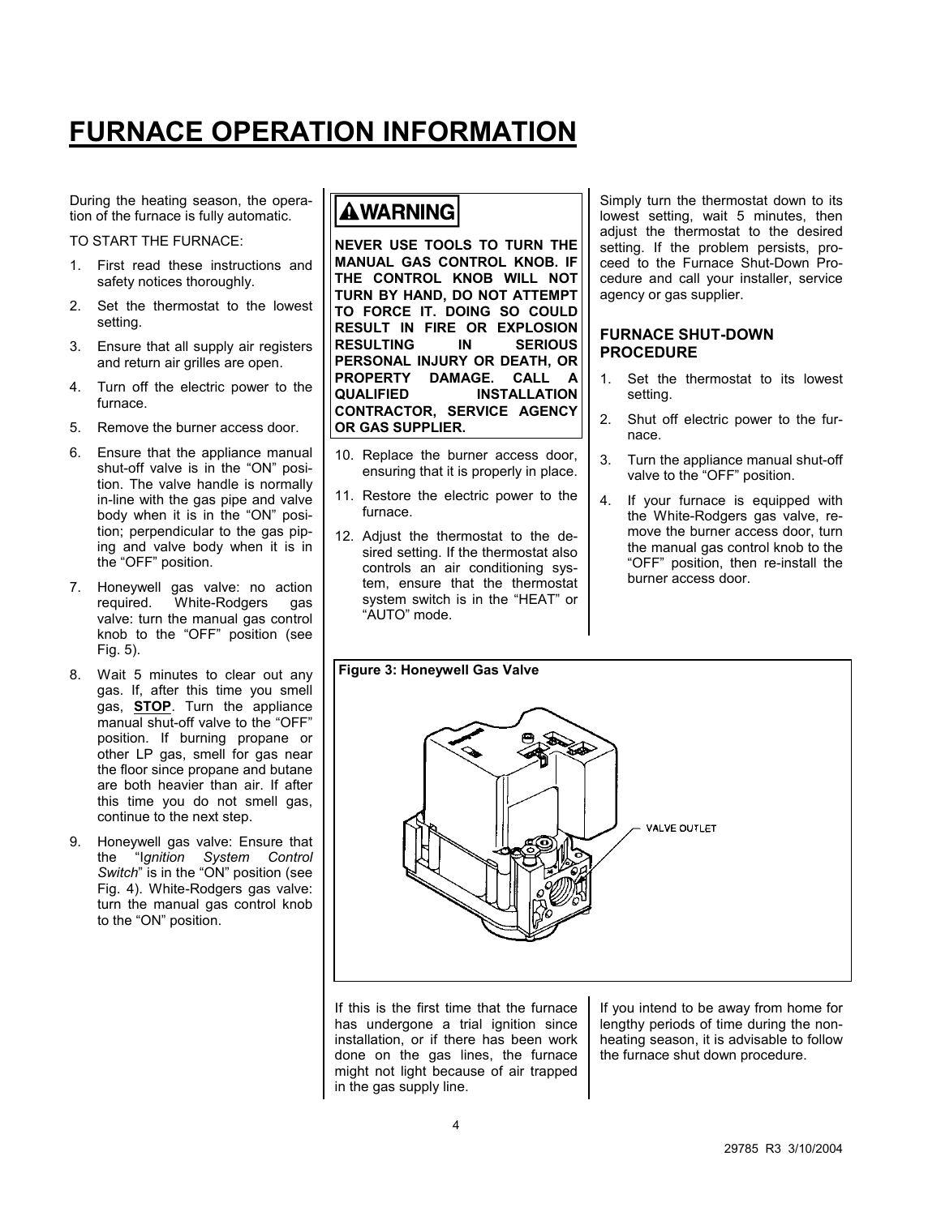# FURNACE OPERATION INFORMATION

During the heating season, the operation of the furnace is fully automatic.

TO START THE FURNACE:

1. First read these instructions and safety notices thoroughly.
2. Set the thermostat to the lowest setting.
3. Ensure that all supply air registers and return air grilles are open.
4. Turn off the electric power to the furnace.
5. Remove the burner access door.
6. Ensure that the appliance manual shut-off valve is in the "ON" position. The valve handle is normally in-line with the gas pipe and valve body when it is in the "ON" position; perpendicular to the gas piping and valve body when it is in the "OFF" position.
7. Honeywell gas valve: no action required. White-Rodgers gas valve: turn the manual gas control knob to the "OFF" position (see Fig. 5).
8. Wait 5 minutes to clear out any gas. If, after this time you smell gas, **STOP**. Turn the appliance manual shut-off valve to the "OFF" position. If burning propane or other LP gas, smell for gas near the floor since propane and butane are both heavier than air. If after this time you do not smell gas, continue to the next step.
9. Honeywell gas valve: Ensure that the "*Ignition System Control Switch*" is in the "ON" position (see Fig. 4). White-Rodgers gas valve: turn the manual gas control knob to the "ON" position.

**⚠WARNING**

**NEVER USE TOOLS TO TURN THE MANUAL GAS CONTROL KNOB. IF THE CONTROL KNOB WILL NOT TURN BY HAND, DO NOT ATTEMPT TO FORCE IT. DOING SO COULD RESULT IN FIRE OR EXPLOSION RESULTING IN SERIOUS PERSONAL INJURY OR DEATH, OR PROPERTY DAMAGE. CALL A QUALIFIED INSTALLATION CONTRACTOR, SERVICE AGENCY OR GAS SUPPLIER.**

10. Replace the burner access door, ensuring that it is properly in place.
11. Restore the electric power to the furnace.
12. Adjust the thermostat to the desired setting. If the thermostat also controls an air conditioning system, ensure that the thermostat system switch is in the "HEAT" or "AUTO" mode.

If this is the first time that the furnace has undergone a trial ignition since installation, or if there has been work done on the gas lines, the furnace might not light because of air trapped in the gas supply line.

Simply turn the thermostat down to its lowest setting, wait 5 minutes, then adjust the thermostat to the desired setting. If the problem persists, proceed to the Furnace Shut-Down Procedure and call your installer, service agency or gas supplier.

## FURNACE SHUT-DOWN PROCEDURE

1. Set the thermostat to its lowest setting.
2. Shut off electric power to the furnace.
3. Turn the appliance manual shut-off valve to the "OFF" position.
4. If your furnace is equipped with the White-Rodgers gas valve, remove the burner access door, turn the manual gas control knob to the "OFF" position, then re-install the burner access door.

**Figure 3: Honeywell Gas Valve**

VALVE OUTLET

If you intend to be away from home for lengthy periods of time during the non-heating season, it is advisable to follow the furnace shut down procedure.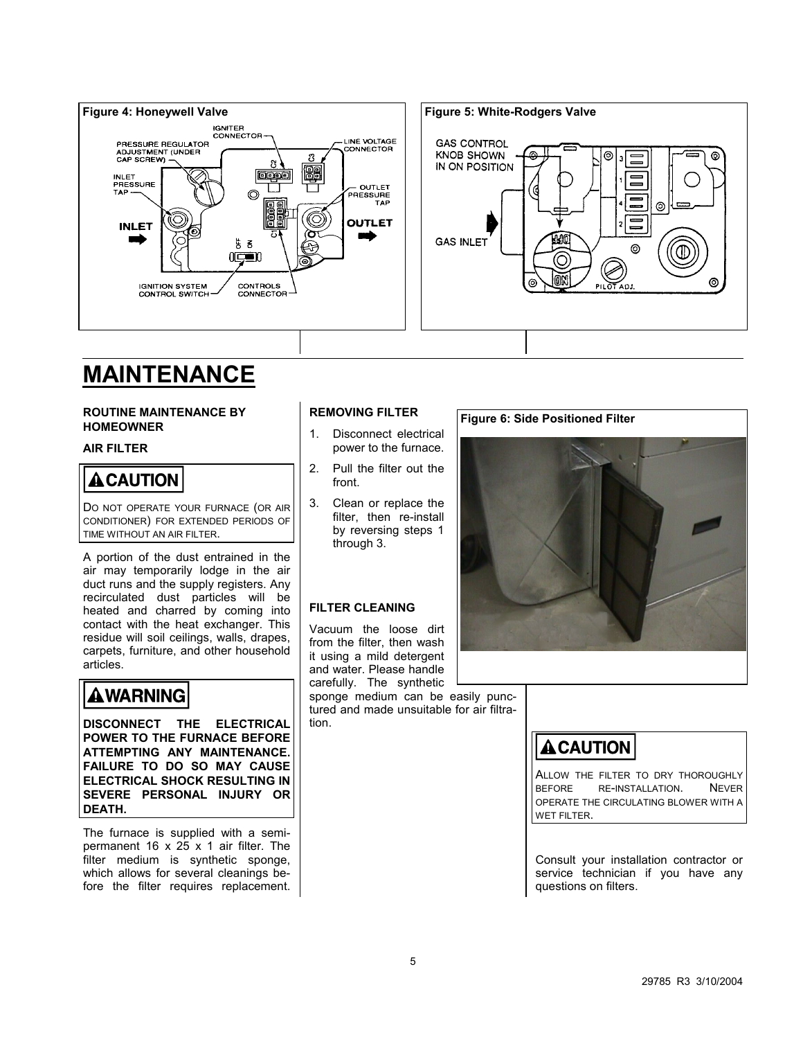**Figure 4: Honeywell Valve**

**Figure 5: White-Rodgers Valve**

# MAINTENANCE

**ROUTINE MAINTENANCE BY HOMEOWNER**

**AIR FILTER**

> **CAUTION**
>
> DO NOT OPERATE YOUR FURNACE (OR AIR CONDITIONER) FOR EXTENDED PERIODS OF TIME WITHOUT AN AIR FILTER.

A portion of the dust entrained in the air may temporarily lodge in the air duct runs and the supply registers. Any recirculated dust particles will be heated and charred by coming into contact with the heat exchanger. This residue will soil ceilings, walls, drapes, carpets, furniture, and other household articles.

> **WARNING**
>
> **DISCONNECT THE ELECTRICAL POWER TO THE FURNACE BEFORE ATTEMPTING ANY MAINTENANCE. FAILURE TO DO SO MAY CAUSE ELECTRICAL SHOCK RESULTING IN SEVERE PERSONAL INJURY OR DEATH.**

The furnace is supplied with a semi-permanent 16 x 25 x 1 air filter. The filter medium is synthetic sponge, which allows for several cleanings before the filter requires replacement.

**REMOVING FILTER**

1. Disconnect electrical power to the furnace.
2. Pull the filter out the front.
3. Clean or replace the filter, then re-install by reversing steps 1 through 3.

**FILTER CLEANING**

Vacuum the loose dirt from the filter, then wash it using a mild detergent and water. Please handle carefully. The synthetic sponge medium can be easily punctured and made unsuitable for air filtration.

**Figure 6: Side Positioned Filter**

> **CAUTION**
>
> ALLOW THE FILTER TO DRY THOROUGHLY BEFORE RE-INSTALLATION. NEVER OPERATE THE CIRCULATING BLOWER WITH A WET FILTER.

Consult your installation contractor or service technician if you have any questions on filters.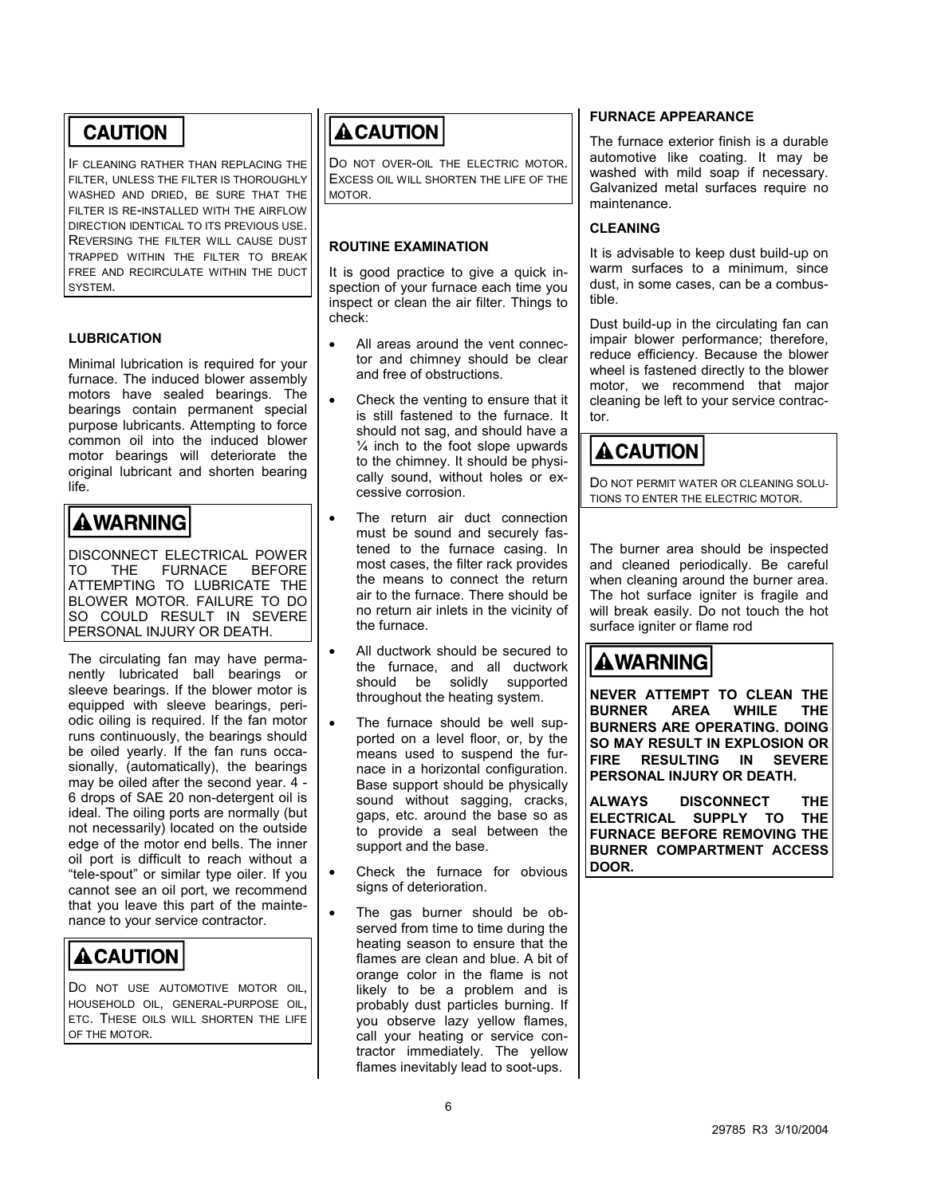**CAUTION**

IF CLEANING RATHER THAN REPLACING THE FILTER, UNLESS THE FILTER IS THOROUGHLY WASHED AND DRIED, BE SURE THAT THE FILTER IS RE-INSTALLED WITH THE AIRFLOW DIRECTION IDENTICAL TO ITS PREVIOUS USE. REVERSING THE FILTER WILL CAUSE DUST TRAPPED WITHIN THE FILTER TO BREAK FREE AND RECIRCULATE WITHIN THE DUCT SYSTEM.

### LUBRICATION

Minimal lubrication is required for your furnace. The induced blower assembly motors have sealed bearings. The bearings contain permanent special purpose lubricants. Attempting to force common oil into the induced blower motor bearings will deteriorate the original lubricant and shorten bearing life.

**WARNING**

DISCONNECT ELECTRICAL POWER TO THE FURNACE BEFORE ATTEMPTING TO LUBRICATE THE BLOWER MOTOR. FAILURE TO DO SO COULD RESULT IN SEVERE PERSONAL INJURY OR DEATH.

The circulating fan may have permanently lubricated ball bearings or sleeve bearings. If the blower motor is equipped with sleeve bearings, periodic oiling is required. If the fan motor runs continuously, the bearings should be oiled yearly. If the fan runs occasionally, (automatically), the bearings may be oiled after the second year. 4 - 6 drops of SAE 20 non-detergent oil is ideal. The oiling ports are normally (but not necessarily) located on the outside edge of the motor end bells. The inner oil port is difficult to reach without a "tele-spout" or similar type oiler. If you cannot see an oil port, we recommend that you leave this part of the maintenance to your service contractor.

**CAUTION**

DO NOT USE AUTOMOTIVE MOTOR OIL, HOUSEHOLD OIL, GENERAL-PURPOSE OIL, ETC. THESE OILS WILL SHORTEN THE LIFE OF THE MOTOR.

**CAUTION**

DO NOT OVER-OIL THE ELECTRIC MOTOR. EXCESS OIL WILL SHORTEN THE LIFE OF THE MOTOR.

### ROUTINE EXAMINATION

It is good practice to give a quick inspection of your furnace each time you inspect or clean the air filter. Things to check:

- All areas around the vent connector and chimney should be clear and free of obstructions.
- Check the venting to ensure that it is still fastened to the furnace. It should not sag, and should have a ¼ inch to the foot slope upwards to the chimney. It should be physically sound, without holes or excessive corrosion.
- The return air duct connection must be sound and securely fastened to the furnace casing. In most cases, the filter rack provides the means to connect the return air to the furnace. There should be no return air inlets in the vicinity of the furnace.
- All ductwork should be secured to the furnace, and all ductwork should be solidly supported throughout the heating system.
- The furnace should be well supported on a level floor, or, by the means used to suspend the furnace in a horizontal configuration. Base support should be physically sound without sagging, cracks, gaps, etc. around the base so as to provide a seal between the support and the base.
- Check the furnace for obvious signs of deterioration.
- The gas burner should be observed from time to time during the heating season to ensure that the flames are clean and blue. A bit of orange color in the flame is not likely to be a problem and is probably dust particles burning. If you observe lazy yellow flames, call your heating or service contractor immediately. The yellow flames inevitably lead to soot-ups.

### FURNACE APPEARANCE

The furnace exterior finish is a durable automotive like coating. It may be washed with mild soap if necessary. Galvanized metal surfaces require no maintenance.

### CLEANING

It is advisable to keep dust build-up on warm surfaces to a minimum, since dust, in some cases, can be a combustible.

Dust build-up in the circulating fan can impair blower performance; therefore, reduce efficiency. Because the blower wheel is fastened directly to the blower motor, we recommend that major cleaning be left to your service contractor.

**CAUTION**

DO NOT PERMIT WATER OR CLEANING SOLUTIONS TO ENTER THE ELECTRIC MOTOR.

The burner area should be inspected and cleaned periodically. Be careful when cleaning around the burner area. The hot surface igniter is fragile and will break easily. Do not touch the hot surface igniter or flame rod

**WARNING**

**NEVER ATTEMPT TO CLEAN THE BURNER AREA WHILE THE BURNERS ARE OPERATING. DOING SO MAY RESULT IN EXPLOSION OR FIRE RESULTING IN SEVERE PERSONAL INJURY OR DEATH.**

**ALWAYS DISCONNECT THE ELECTRICAL SUPPLY TO THE FURNACE BEFORE REMOVING THE BURNER COMPARTMENT ACCESS DOOR.**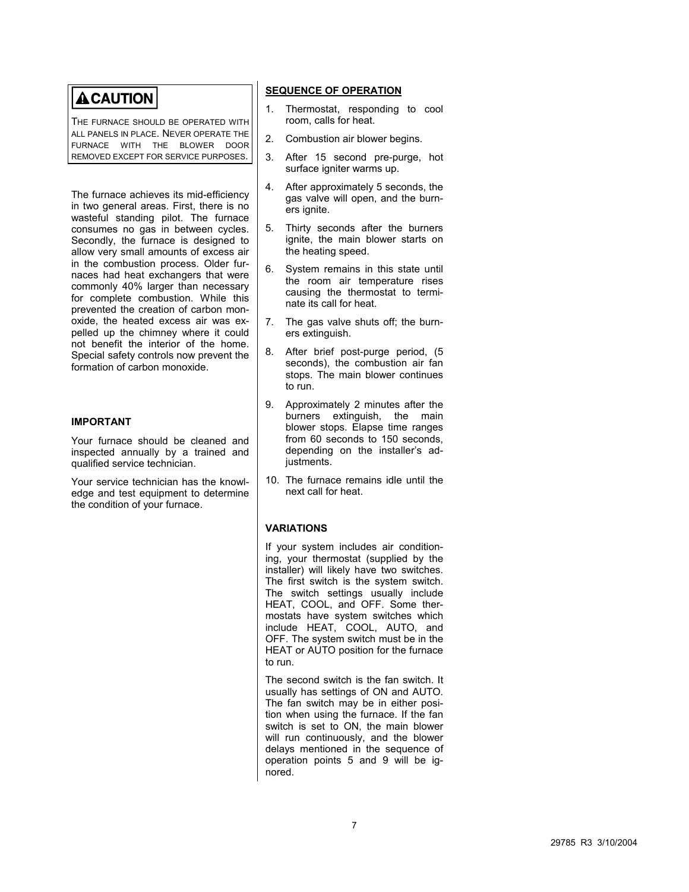**⚠ CAUTION**

THE FURNACE SHOULD BE OPERATED WITH ALL PANELS IN PLACE. NEVER OPERATE THE FURNACE WITH THE BLOWER DOOR REMOVED EXCEPT FOR SERVICE PURPOSES.

The furnace achieves its mid-efficiency in two general areas. First, there is no wasteful standing pilot. The furnace consumes no gas in between cycles. Secondly, the furnace is designed to allow very small amounts of excess air in the combustion process. Older furnaces had heat exchangers that were commonly 40% larger than necessary for complete combustion. While this prevented the creation of carbon monoxide, the heated excess air was expelled up the chimney where it could not benefit the interior of the home. Special safety controls now prevent the formation of carbon monoxide.

**IMPORTANT**

Your furnace should be cleaned and inspected annually by a trained and qualified service technician.

Your service technician has the knowledge and test equipment to determine the condition of your furnace.

## SEQUENCE OF OPERATION

1. Thermostat, responding to cool room, calls for heat.
2. Combustion air blower begins.
3. After 15 second pre-purge, hot surface igniter warms up.
4. After approximately 5 seconds, the gas valve will open, and the burners ignite.
5. Thirty seconds after the burners ignite, the main blower starts on the heating speed.
6. System remains in this state until the room air temperature rises causing the thermostat to terminate its call for heat.
7. The gas valve shuts off; the burners extinguish.
8. After brief post-purge period, (5 seconds), the combustion air fan stops. The main blower continues to run.
9. Approximately 2 minutes after the burners extinguish, the main blower stops. Elapse time ranges from 60 seconds to 150 seconds, depending on the installer's adjustments.
10. The furnace remains idle until the next call for heat.

**VARIATIONS**

If your system includes air conditioning, your thermostat (supplied by the installer) will likely have two switches. The first switch is the system switch. The switch settings usually include HEAT, COOL, and OFF. Some thermostats have system switches which include HEAT, COOL, AUTO, and OFF. The system switch must be in the HEAT or AUTO position for the furnace to run.

The second switch is the fan switch. It usually has settings of ON and AUTO. The fan switch may be in either position when using the furnace. If the fan switch is set to ON, the main blower will run continuously, and the blower delays mentioned in the sequence of operation points 5 and 9 will be ignored.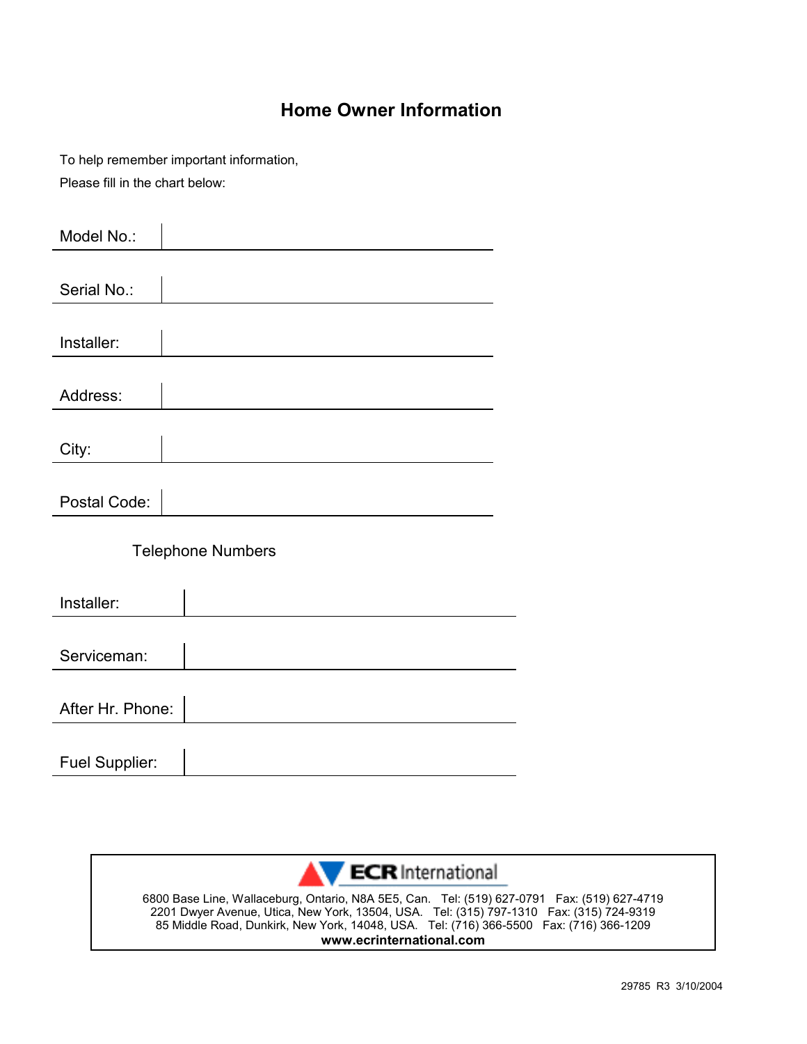# Home Owner Information

To help remember important information,
Please fill in the chart below:

| | |
|---|---|
| Model No.: | |
| Serial No.: | |
| Installer: | |
| Address: | |
| City: | |
| Postal Code: | |

Telephone Numbers

| | |
|---|---|
| Installer: | |
| Serviceman: | |
| After Hr. Phone: | |
| Fuel Supplier: | |

ECR International

6800 Base Line, Wallaceburg, Ontario, N8A 5E5, Can. Tel: (519) 627-0791 Fax: (519) 627-4719
2201 Dwyer Avenue, Utica, New York, 13504, USA. Tel: (315) 797-1310 Fax: (315) 724-9319
85 Middle Road, Dunkirk, New York, 14048, USA. Tel: (716) 366-5500 Fax: (716) 366-1209
**www.ecrinternational.com**

29785 R3 3/10/2004